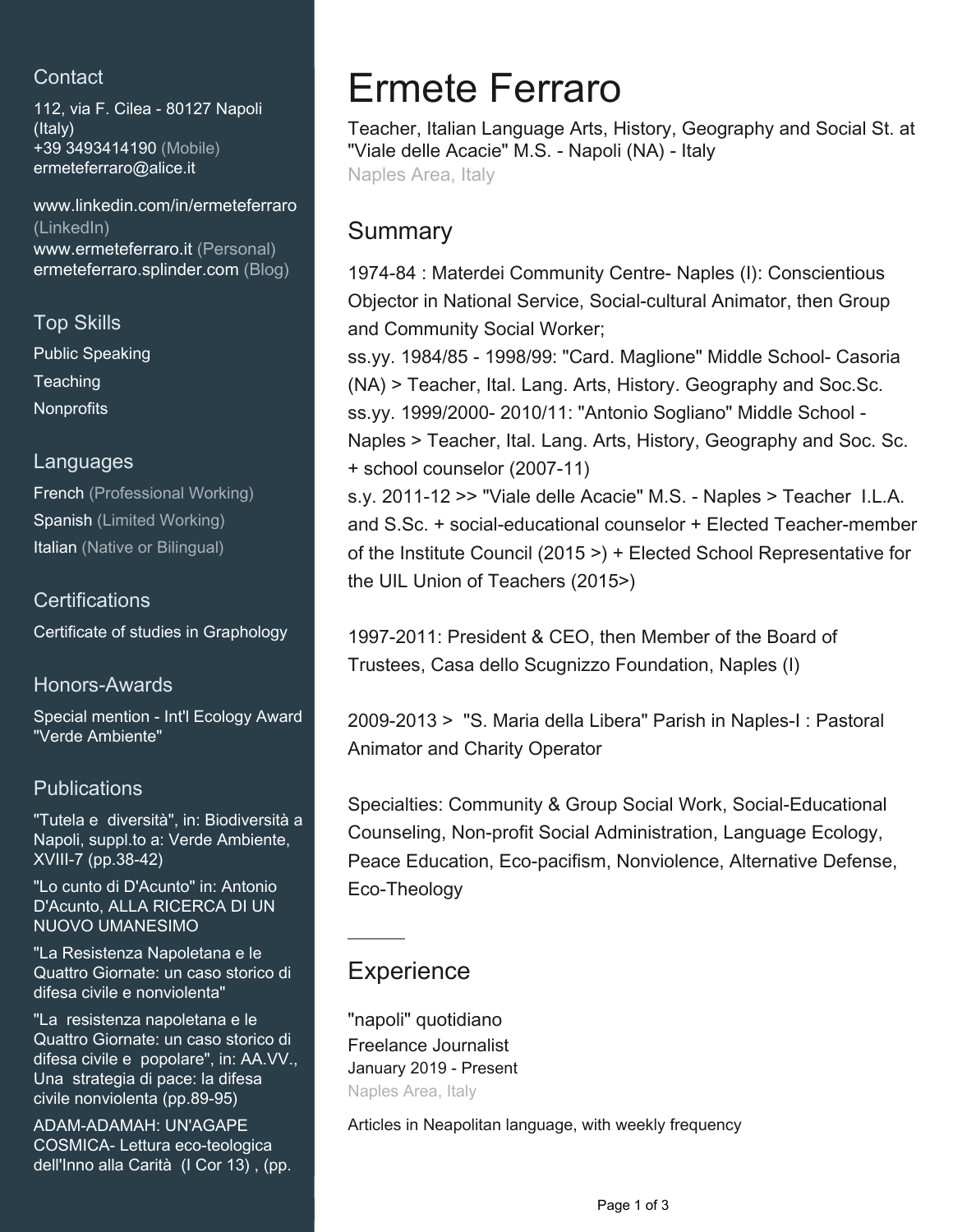## Contact

112, via F. Cilea - 80127 Napoli (Italy)
+39 3493414190 (Mobile)
ermeteferraro@alice.it

www.linkedin.com/in/ermeteferraro (LinkedIn)
www.ermeteferraro.it (Personal)
ermeteferraro.splinder.com (Blog)

## Top Skills

Public Speaking
Teaching
Nonprofits

## Languages

French (Professional Working)
Spanish (Limited Working)
Italian (Native or Bilingual)

## Certifications

Certificate of studies in Graphology

## Honors-Awards

Special mention - Int'l Ecology Award "Verde Ambiente"

## Publications

"Tutela e diversità", in: Biodiversità a Napoli, suppl.to a: Verde Ambiente, XVIII-7 (pp.38-42)

"Lo cunto di D'Acunto" in: Antonio D'Acunto, ALLA RICERCA DI UN NUOVO UMANESIMO

"La Resistenza Napoletana e le Quattro Giornate: un caso storico di difesa civile e nonviolenta"

"La resistenza napoletana e le Quattro Giornate: un caso storico di difesa civile e popolare", in: AA.VV., Una strategia di pace: la difesa civile nonviolenta (pp.89-95)

ADAM-ADAMAH: UN'AGAPE COSMICA- Lettura eco-teologica dell'Inno alla Carità (I Cor 13) , (pp.

# Ermete Ferraro

Teacher, Italian Language Arts, History, Geography and Social St. at "Viale delle Acacie" M.S. - Napoli (NA) - Italy
Naples Area, Italy

## Summary

1974-84 : Materdei Community Centre- Naples (I): Conscientious Objector in National Service, Social-cultural Animator, then Group and Community Social Worker;
ss.yy. 1984/85 - 1998/99: "Card. Maglione" Middle School- Casoria (NA) > Teacher, Ital. Lang. Arts, History. Geography and Soc.Sc.
ss.yy. 1999/2000- 2010/11: "Antonio Sogliano" Middle School - Naples > Teacher, Ital. Lang. Arts, History, Geography and Soc. Sc. + school counselor (2007-11)
s.y. 2011-12 >> "Viale delle Acacie" M.S. - Naples > Teacher I.L.A. and S.Sc. + social-educational counselor + Elected Teacher-member of the Institute Council (2015 >) + Elected School Representative for the UIL Union of Teachers (2015>)

1997-2011: President & CEO, then Member of the Board of Trustees, Casa dello Scugnizzo Foundation, Naples (I)

2009-2013 > "S. Maria della Libera" Parish in Naples-I : Pastoral Animator and Charity Operator

Specialties: Community & Group Social Work, Social-Educational Counseling, Non-profit Social Administration, Language Ecology, Peace Education, Eco-pacifism, Nonviolence, Alternative Defense, Eco-Theology

## Experience

### "napoli" quotidiano

Freelance Journalist
January 2019 - Present
Naples Area, Italy

Articles in Neapolitan language, with weekly frequency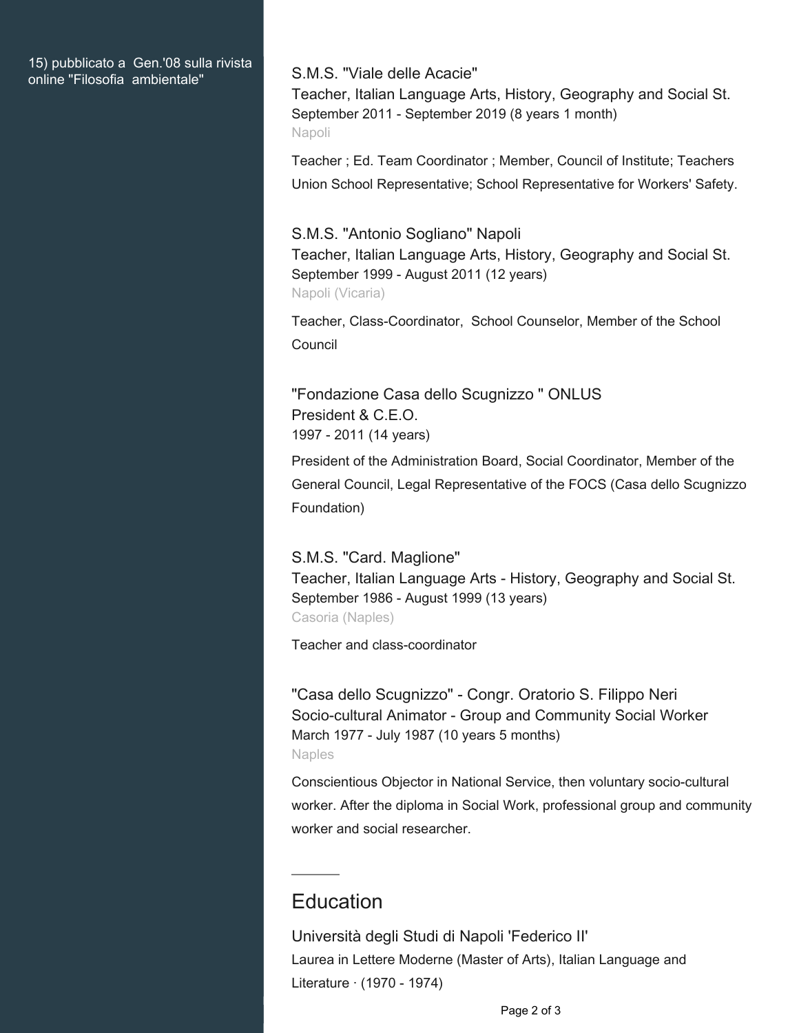15) pubblicato a Gen.'08 sulla rivista online "Filosofia ambientale"

S.M.S. "Viale delle Acacie"
Teacher, Italian Language Arts, History, Geography and Social St.
September 2011 - September 2019 (8 years 1 month)
Napoli

Teacher ; Ed. Team Coordinator ; Member, Council of Institute; Teachers Union School Representative; School Representative for Workers' Safety.

S.M.S. "Antonio Sogliano" Napoli
Teacher, Italian Language Arts, History, Geography and Social St.
September 1999 - August 2011 (12 years)
Napoli (Vicaria)

Teacher, Class-Coordinator, School Counselor, Member of the School Council

"Fondazione Casa dello Scugnizzo " ONLUS
President & C.E.O.
1997 - 2011 (14 years)

President of the Administration Board, Social Coordinator, Member of the General Council, Legal Representative of the FOCS (Casa dello Scugnizzo Foundation)

S.M.S. "Card. Maglione"
Teacher, Italian Language Arts - History, Geography and Social St.
September 1986 - August 1999 (13 years)
Casoria (Naples)

Teacher and class-coordinator

"Casa dello Scugnizzo" - Congr. Oratorio S. Filippo Neri
Socio-cultural Animator - Group and Community Social Worker
March 1977 - July 1987 (10 years 5 months)
Naples

Conscientious Objector in National Service, then voluntary socio-cultural worker. After the diploma in Social Work, professional group and community worker and social researcher.

## Education

Università degli Studi di Napoli 'Federico II'
Laurea in Lettere Moderne (Master of Arts), Italian Language and Literature · (1970 - 1974)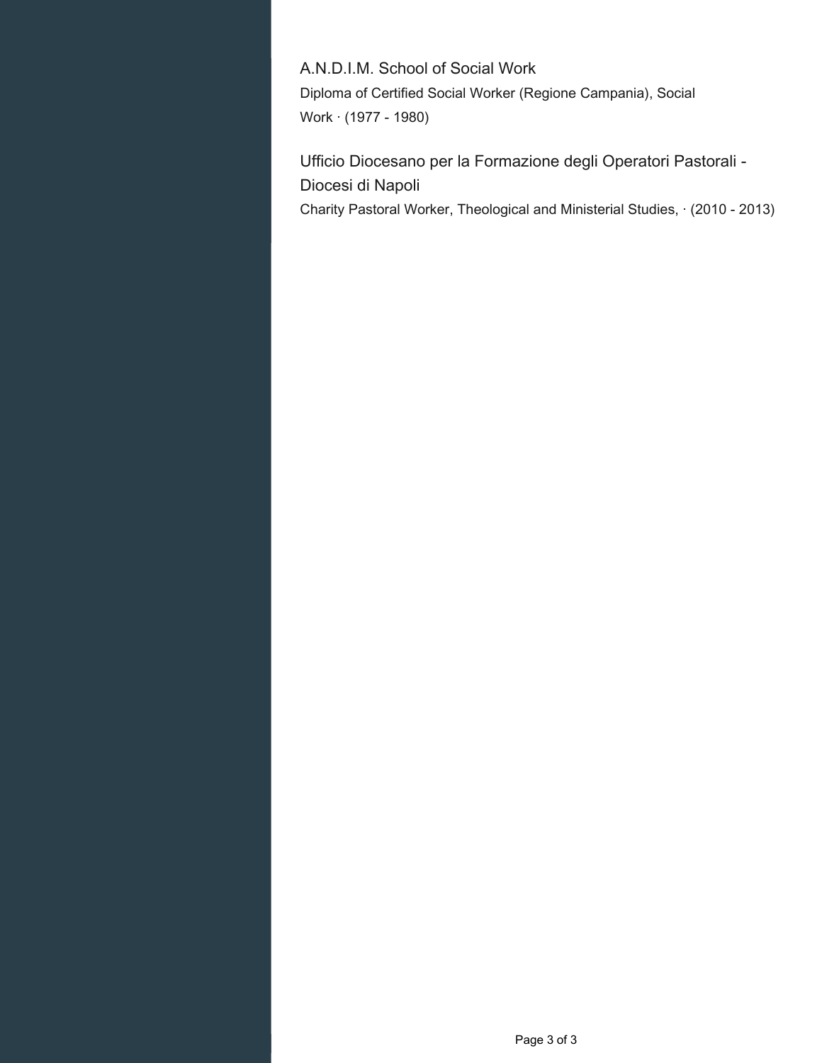### A.N.D.I.M. School of Social Work

Diploma of Certified Social Worker (Regione Campania), Social Work · (1977 - 1980)

### Ufficio Diocesano per la Formazione degli Operatori Pastorali - Diocesi di Napoli

Charity Pastoral Worker, Theological and Ministerial Studies, · (2010 - 2013)